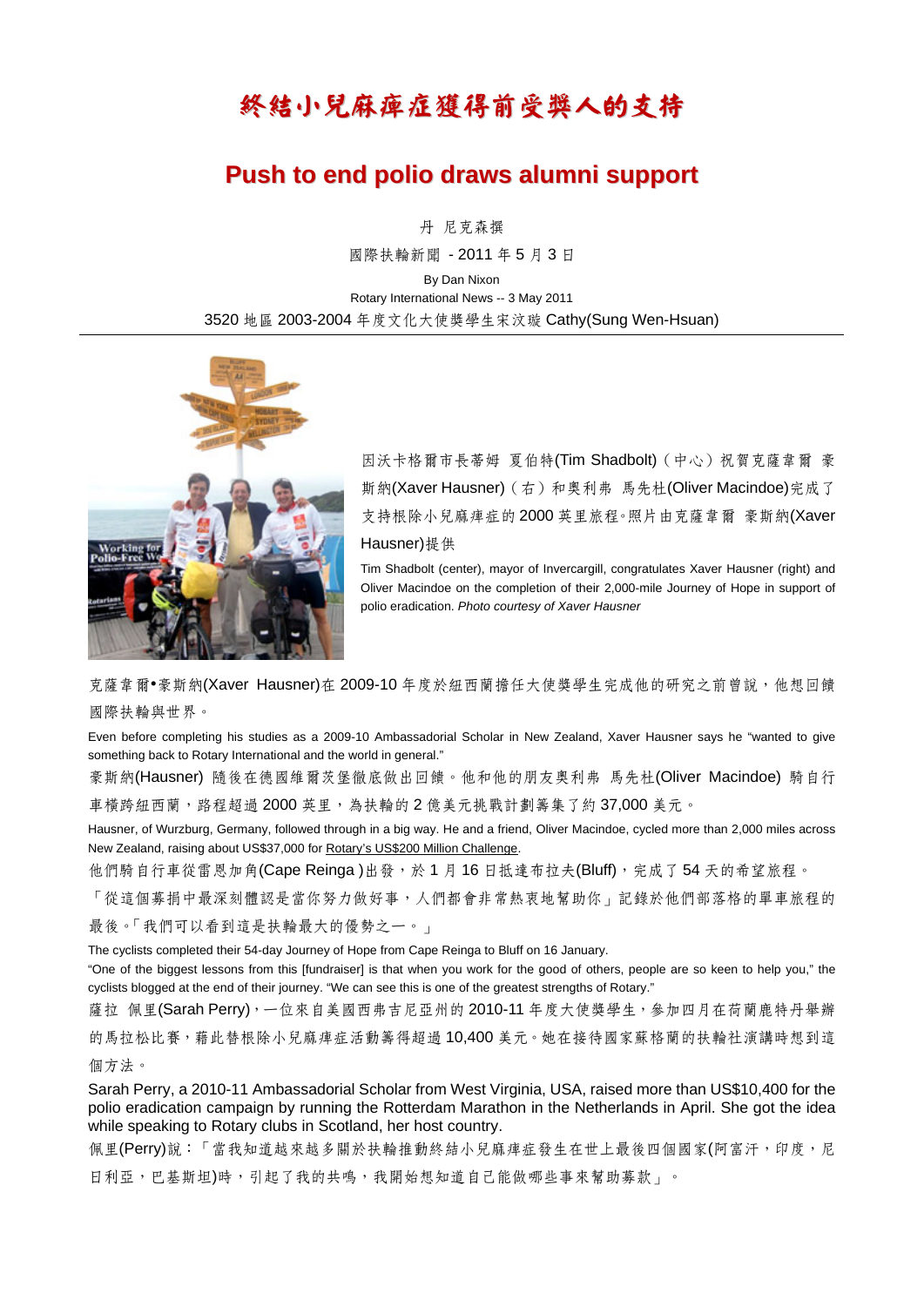# 終結小兒麻痺症獲得前受獎人的支持

## Push to end polio draws alumni support

丹 尼克森撰

國際扶輪新聞 - 2011 年 5 月 3 日

By Dan Nixon

Rotary International News -- 3 May 2011

3520 地區 2003-2004 年度文化大使獎學生宋汶璇 Cathy(Sung Wen-Hsuan)

---

因沃卡格爾市長蒂姆 夏伯特(Tim Shadbolt)（中心）祝賀克薩韋爾 豪斯納(Xaver Hausner)（右）和奧利弗 馬先杜(Oliver Macindoe)完成了支持根除小兒麻痺症的 2000 英里旅程。照片由克薩韋爾 豪斯納(Xaver Hausner)提供

Tim Shadbolt (center), mayor of Invercargill, congratulates Xaver Hausner (right) and Oliver Macindoe on the completion of their 2,000-mile Journey of Hope in support of polio eradication. *Photo courtesy of Xaver Hausner*

克薩韋爾•豪斯納(Xaver Hausner)在 2009-10 年度於紐西蘭擔任大使獎學生完成他的研究之前曾說，他想回饋國際扶輪與世界。

Even before completing his studies as a 2009-10 Ambassadorial Scholar in New Zealand, Xaver Hausner says he "wanted to give something back to Rotary International and the world in general."

豪斯納(Hausner) 隨後在德國維爾茨堡徹底做出回饋。他和他的朋友奧利弗 馬先杜(Oliver Macindoe) 騎自行車橫跨紐西蘭，路程超過 2000 英里，為扶輪的 2 億美元挑戰計劃籌集了約 37,000 美元。

Hausner, of Wurzburg, Germany, followed through in a big way. He and a friend, Oliver Macindoe, cycled more than 2,000 miles across New Zealand, raising about US$37,000 for Rotary's US$200 Million Challenge.

他們騎自行車從雷恩加角(Cape Reinga)出發，於 1 月 16 日抵達布拉夫(Bluff)，完成了 54 天的希望旅程。「從這個募捐中最深刻體認是當你努力做好事，人們都會非常熱衷地幫助你」記錄於他們部落格的單車旅程的最後。「我們可以看到這是扶輪最大的優勢之一。」

The cyclists completed their 54-day Journey of Hope from Cape Reinga to Bluff on 16 January.

"One of the biggest lessons from this [fundraiser] is that when you work for the good of others, people are so keen to help you," the cyclists blogged at the end of their journey. "We can see this is one of the greatest strengths of Rotary."

薩拉 佩里(Sarah Perry)，一位來自美國西弗吉尼亞州的 2010-11 年度大使獎學生，參加四月在荷蘭鹿特丹舉辦的馬拉松比賽，藉此替根除小兒麻痺症活動籌得超過 10,400 美元。她在接待國家蘇格蘭的扶輪社演講時想到這個方法。

Sarah Perry, a 2010-11 Ambassadorial Scholar from West Virginia, USA, raised more than US$10,400 for the polio eradication campaign by running the Rotterdam Marathon in the Netherlands in April. She got the idea while speaking to Rotary clubs in Scotland, her host country.

佩里(Perry)說：「當我知道越來越多關於扶輪推動終結小兒麻痺症發生在世上最後四個國家(阿富汗，印度，尼日利亞，巴基斯坦)時，引起了我的共鳴，我開始想知道自己能做哪些事來幫助募款」。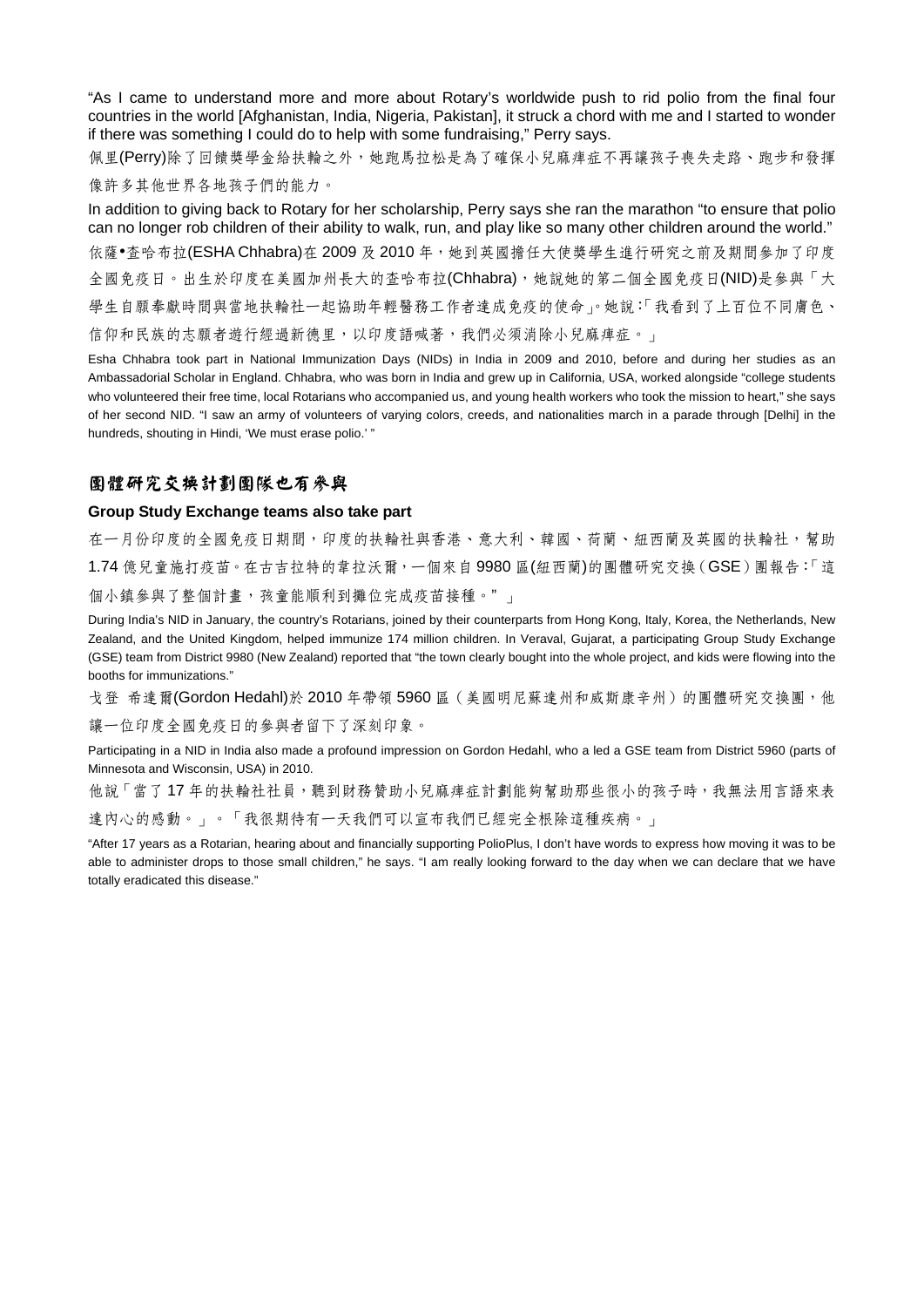"As I came to understand more and more about Rotary's worldwide push to rid polio from the final four countries in the world [Afghanistan, India, Nigeria, Pakistan], it struck a chord with me and I started to wonder if there was something I could do to help with some fundraising," Perry says.

佩里(Perry)除了回饋獎學金給扶輪之外，她跑馬拉松是為了確保小兒麻痺症不再讓孩子喪失走路、跑步和發揮像許多其他世界各地孩子們的能力。

In addition to giving back to Rotary for her scholarship, Perry says she ran the marathon "to ensure that polio can no longer rob children of their ability to walk, run, and play like so many other children around the world."

依薩•查哈布拉(ESHA Chhabra)在 2009 及 2010 年，她到英國擔任大使獎學生進行研究之前及期間參加了印度全國免疫日。出生於印度在美國加州長大的查哈布拉(Chhabra)，她說她的第二個全國免疫日(NID)是參與「大學生自願奉獻時間與當地扶輪社一起協助年輕醫務工作者達成免疫的使命」。她說：「我看到了上百位不同膚色、信仰和民族的志願者遊行經過新德里，以印度語喊著，我們必須消除小兒麻痺症。」

Esha Chhabra took part in National Immunization Days (NIDs) in India in 2009 and 2010, before and during her studies as an Ambassadorial Scholar in England. Chhabra, who was born in India and grew up in California, USA, worked alongside "college students who volunteered their free time, local Rotarians who accompanied us, and young health workers who took the mission to heart," she says of her second NID. "I saw an army of volunteers of varying colors, creeds, and nationalities march in a parade through [Delhi] in the hundreds, shouting in Hindi, 'We must erase polio.' "

## 團體研究交換計劃團隊也有參與

**Group Study Exchange teams also take part**

在一月份印度的全國免疫日期間，印度的扶輪社與香港、意大利、韓國、荷蘭、紐西蘭及英國的扶輪社，幫助 1.74 億兒童施打疫苗。在古吉拉特的韋拉沃爾，一個來自 9980 區(紐西蘭)的團體研究交換（GSE）團報告：「這個小鎮參與了整個計畫，孩童能順利到攤位完成疫苗接種。"」

During India's NID in January, the country's Rotarians, joined by their counterparts from Hong Kong, Italy, Korea, the Netherlands, New Zealand, and the United Kingdom, helped immunize 174 million children. In Veraval, Gujarat, a participating Group Study Exchange (GSE) team from District 9980 (New Zealand) reported that "the town clearly bought into the whole project, and kids were flowing into the booths for immunizations."

戈登 希達爾(Gordon Hedahl)於 2010 年帶領 5960 區（美國明尼蘇達州和威斯康辛州）的團體研究交換團，他讓一位印度全國免疫日的參與者留下了深刻印象。

Participating in a NID in India also made a profound impression on Gordon Hedahl, who a led a GSE team from District 5960 (parts of Minnesota and Wisconsin, USA) in 2010.

他說「當了 17 年的扶輪社社員，聽到財務贊助小兒麻痺症計劃能夠幫助那些很小的孩子時，我無法用言語來表達內心的感動。」。「我很期待有一天我們可以宣布我們已經完全根除這種疾病。」

"After 17 years as a Rotarian, hearing about and financially supporting PolioPlus, I don't have words to express how moving it was to be able to administer drops to those small children," he says. "I am really looking forward to the day when we can declare that we have totally eradicated this disease."